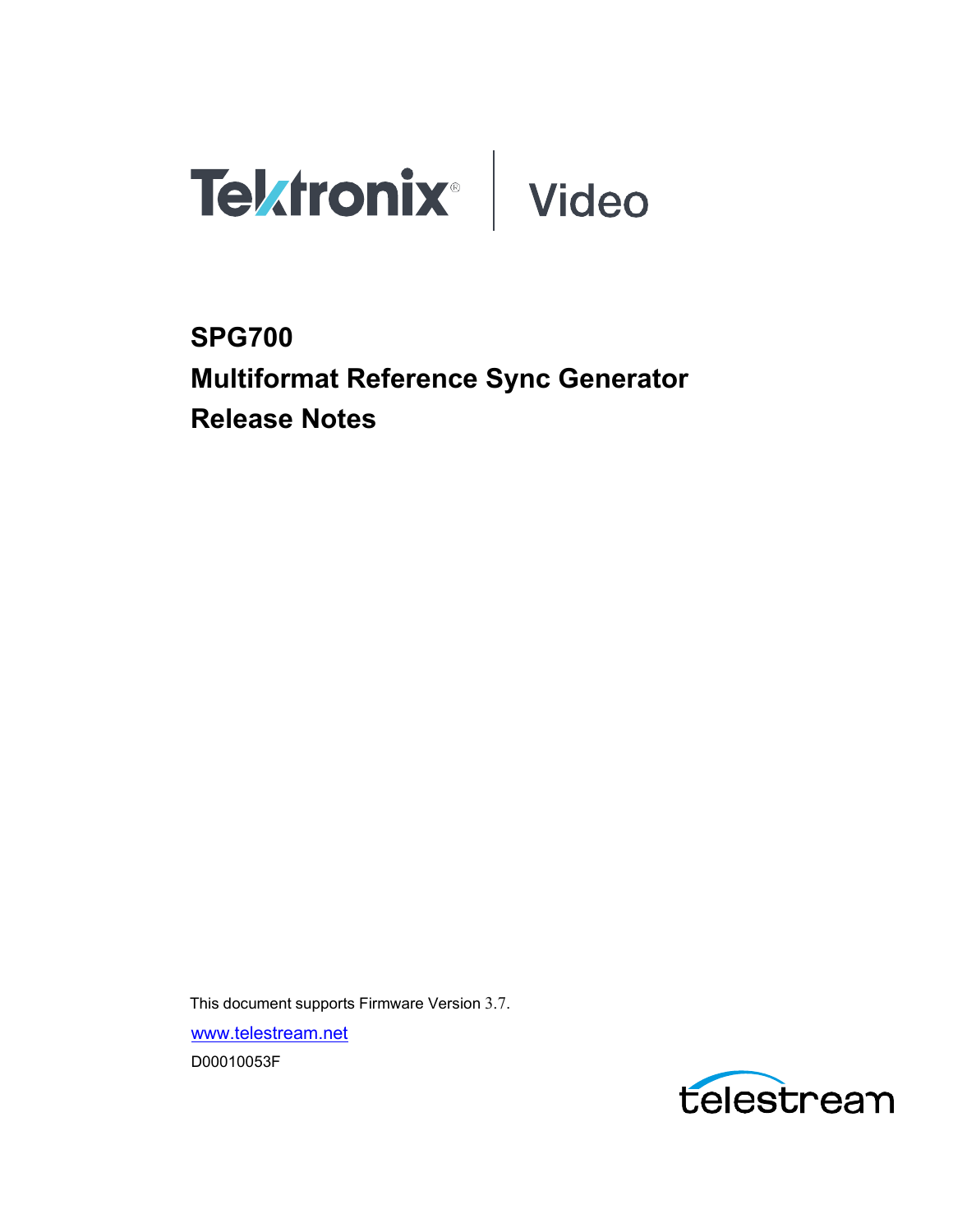Tektronix | Video

# SPG700
# Multiformat Reference Sync Generator
# Release Notes

This document supports Firmware Version 3.7.

www.telestream.net

D00010053F

telestream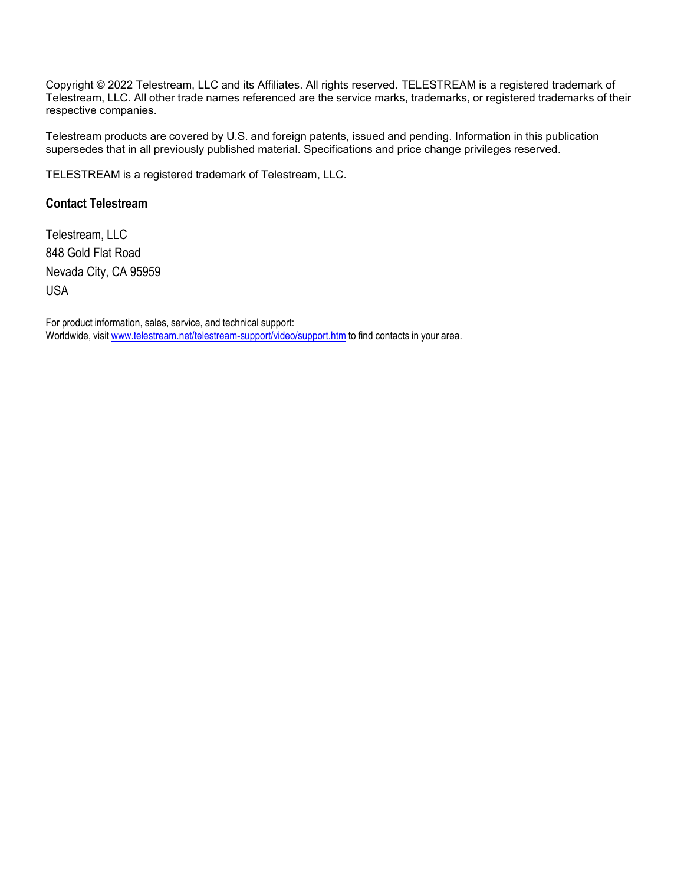Copyright © 2022 Telestream, LLC and its Affiliates. All rights reserved. TELESTREAM is a registered trademark of Telestream, LLC. All other trade names referenced are the service marks, trademarks, or registered trademarks of their respective companies.

Telestream products are covered by U.S. and foreign patents, issued and pending. Information in this publication supersedes that in all previously published material. Specifications and price change privileges reserved.

TELESTREAM is a registered trademark of Telestream, LLC.

## Contact Telestream

Telestream, LLC
848 Gold Flat Road
Nevada City, CA 95959
USA

For product information, sales, service, and technical support:
Worldwide, visit [www.telestream.net/telestream-support/video/support.htm](www.telestream.net/telestream-support/video/support.htm) to find contacts in your area.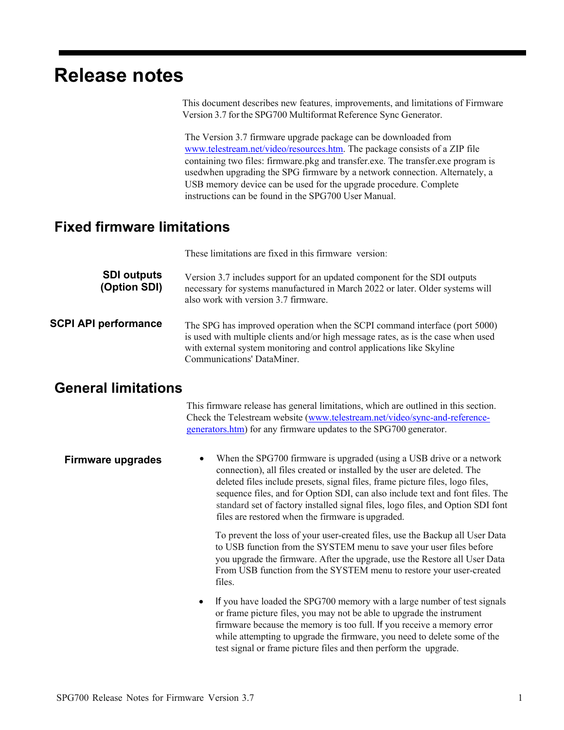# Release notes

This document describes new features, improvements, and limitations of Firmware Version 3.7 for the SPG700 Multiformat Reference Sync Generator.

The Version 3.7 firmware upgrade package can be downloaded from www.telestream.net/video/resources.htm. The package consists of a ZIP file containing two files: firmware.pkg and transfer.exe. The transfer.exe program is usedwhen upgrading the SPG firmware by a network connection. Alternately, a USB memory device can be used for the upgrade procedure. Complete instructions can be found in the SPG700 User Manual.

## Fixed firmware limitations

These limitations are fixed in this firmware version:

### SDI outputs (Option SDI)

Version 3.7 includes support for an updated component for the SDI outputs necessary for systems manufactured in March 2022 or later. Older systems will also work with version 3.7 firmware.

### SCPI API performance

The SPG has improved operation when the SCPI command interface (port 5000) is used with multiple clients and/or high message rates, as is the case when used with external system monitoring and control applications like Skyline Communications' DataMiner.

## General limitations

This firmware release has general limitations, which are outlined in this section. Check the Telestream website (www.telestream.net/video/sync-and-reference-generators.htm) for any firmware updates to the SPG700 generator.

### Firmware upgrades

- When the SPG700 firmware is upgraded (using a USB drive or a network connection), all files created or installed by the user are deleted. The deleted files include presets, signal files, frame picture files, logo files, sequence files, and for Option SDI, can also include text and font files. The standard set of factory installed signal files, logo files, and Option SDI font files are restored when the firmware is upgraded.

  To prevent the loss of your user-created files, use the Backup all User Data to USB function from the SYSTEM menu to save your user files before you upgrade the firmware. After the upgrade, use the Restore all User Data From USB function from the SYSTEM menu to restore your user-created files.

- If you have loaded the SPG700 memory with a large number of test signals or frame picture files, you may not be able to upgrade the instrument firmware because the memory is too full. If you receive a memory error while attempting to upgrade the firmware, you need to delete some of the test signal or frame picture files and then perform the upgrade.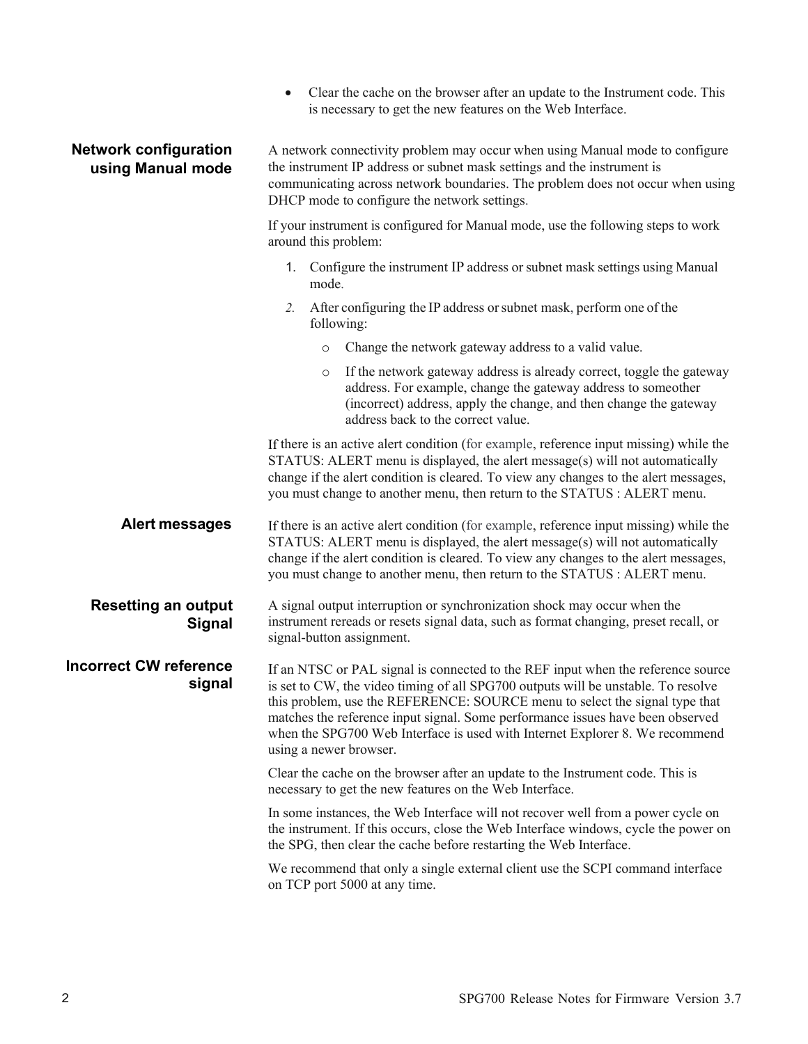- Clear the cache on the browser after an update to the Instrument code. This is necessary to get the new features on the Web Interface.

### Network configuration using Manual mode

A network connectivity problem may occur when using Manual mode to configure the instrument IP address or subnet mask settings and the instrument is communicating across network boundaries. The problem does not occur when using DHCP mode to configure the network settings.

If your instrument is configured for Manual mode, use the following steps to work around this problem:

1. Configure the instrument IP address or subnet mask settings using Manual mode.
2. After configuring the IP address or subnet mask, perform one of the following:
   - Change the network gateway address to a valid value.
   - If the network gateway address is already correct, toggle the gateway address. For example, change the gateway address to someother (incorrect) address, apply the change, and then change the gateway address back to the correct value.

If there is an active alert condition (for example, reference input missing) while the STATUS: ALERT menu is displayed, the alert message(s) will not automatically change if the alert condition is cleared. To view any changes to the alert messages, you must change to another menu, then return to the STATUS : ALERT menu.

### Alert messages

If there is an active alert condition (for example, reference input missing) while the STATUS: ALERT menu is displayed, the alert message(s) will not automatically change if the alert condition is cleared. To view any changes to the alert messages, you must change to another menu, then return to the STATUS : ALERT menu.

### Resetting an output Signal

A signal output interruption or synchronization shock may occur when the instrument rereads or resets signal data, such as format changing, preset recall, or signal-button assignment.

### Incorrect CW reference signal

If an NTSC or PAL signal is connected to the REF input when the reference source is set to CW, the video timing of all SPG700 outputs will be unstable. To resolve this problem, use the REFERENCE: SOURCE menu to select the signal type that matches the reference input signal. Some performance issues have been observed when the SPG700 Web Interface is used with Internet Explorer 8. We recommend using a newer browser.

Clear the cache on the browser after an update to the Instrument code. This is necessary to get the new features on the Web Interface.

In some instances, the Web Interface will not recover well from a power cycle on the instrument. If this occurs, close the Web Interface windows, cycle the power on the SPG, then clear the cache before restarting the Web Interface.

We recommend that only a single external client use the SCPI command interface on TCP port 5000 at any time.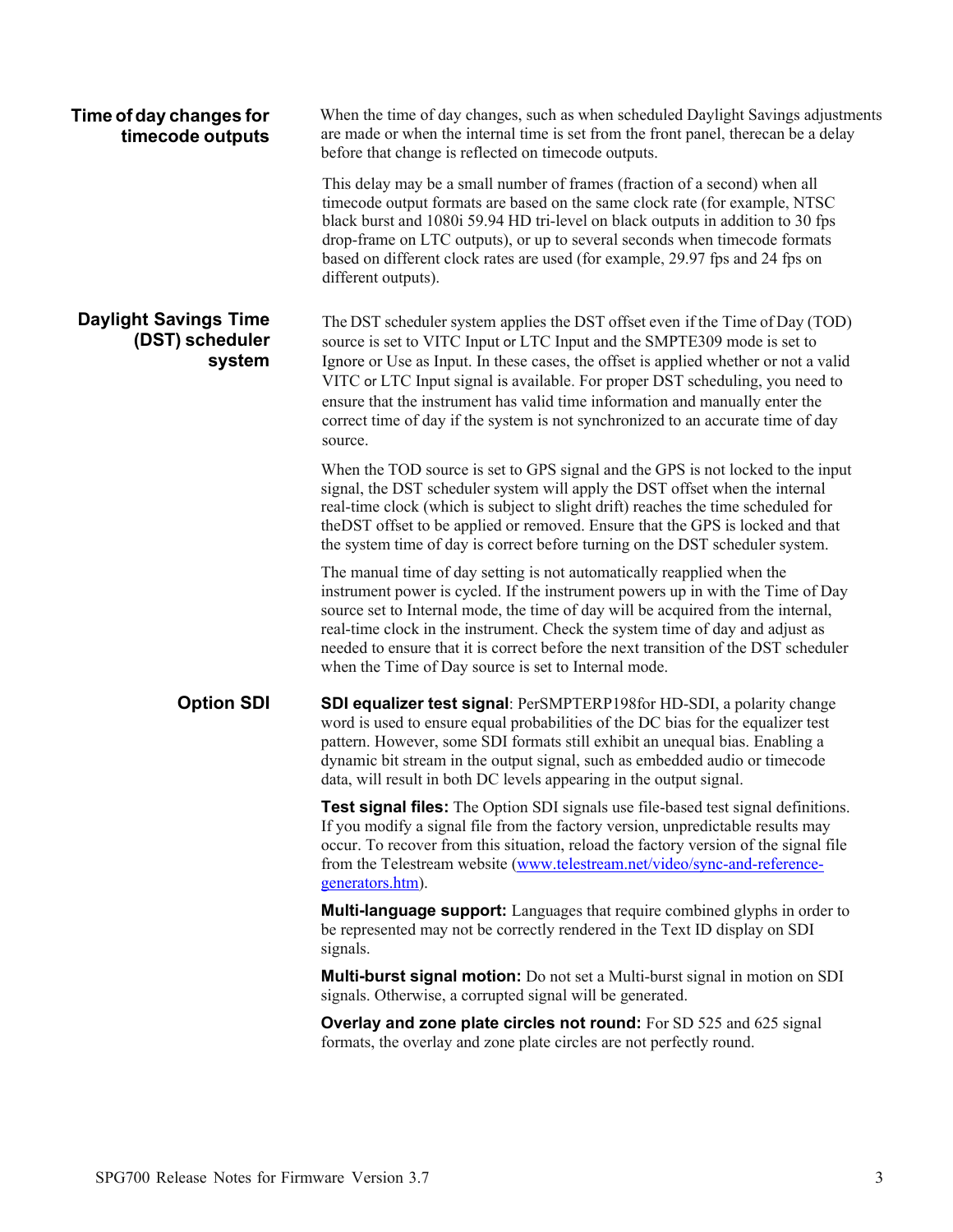## Time of day changes for timecode outputs

When the time of day changes, such as when scheduled Daylight Savings adjustments are made or when the internal time is set from the front panel, therecan be a delay before that change is reflected on timecode outputs.

This delay may be a small number of frames (fraction of a second) when all timecode output formats are based on the same clock rate (for example, NTSC black burst and 1080i 59.94 HD tri-level on black outputs in addition to 30 fps drop-frame on LTC outputs), or up to several seconds when timecode formats based on different clock rates are used (for example, 29.97 fps and 24 fps on different outputs).

## Daylight Savings Time (DST) scheduler system

The DST scheduler system applies the DST offset even if the Time of Day (TOD) source is set to VITC Input or LTC Input and the SMPTE309 mode is set to Ignore or Use as Input. In these cases, the offset is applied whether or not a valid VITC or LTC Input signal is available. For proper DST scheduling, you need to ensure that the instrument has valid time information and manually enter the correct time of day if the system is not synchronized to an accurate time of day source.

When the TOD source is set to GPS signal and the GPS is not locked to the input signal, the DST scheduler system will apply the DST offset when the internal real-time clock (which is subject to slight drift) reaches the time scheduled for theDST offset to be applied or removed. Ensure that the GPS is locked and that the system time of day is correct before turning on the DST scheduler system.

The manual time of day setting is not automatically reapplied when the instrument power is cycled. If the instrument powers up in with the Time of Day source set to Internal mode, the time of day will be acquired from the internal, real-time clock in the instrument. Check the system time of day and adjust as needed to ensure that it is correct before the next transition of the DST scheduler when the Time of Day source is set to Internal mode.

## Option SDI

**SDI equalizer test signal**: PerSMPTERP198for HD-SDI, a polarity change word is used to ensure equal probabilities of the DC bias for the equalizer test pattern. However, some SDI formats still exhibit an unequal bias. Enabling a dynamic bit stream in the output signal, such as embedded audio or timecode data, will result in both DC levels appearing in the output signal.

**Test signal files:** The Option SDI signals use file-based test signal definitions. If you modify a signal file from the factory version, unpredictable results may occur. To recover from this situation, reload the factory version of the signal file from the Telestream website (www.telestream.net/video/sync-and-reference-generators.htm).

**Multi-language support:** Languages that require combined glyphs in order to be represented may not be correctly rendered in the Text ID display on SDI signals.

**Multi-burst signal motion:** Do not set a Multi-burst signal in motion on SDI signals. Otherwise, a corrupted signal will be generated.

**Overlay and zone plate circles not round:** For SD 525 and 625 signal formats, the overlay and zone plate circles are not perfectly round.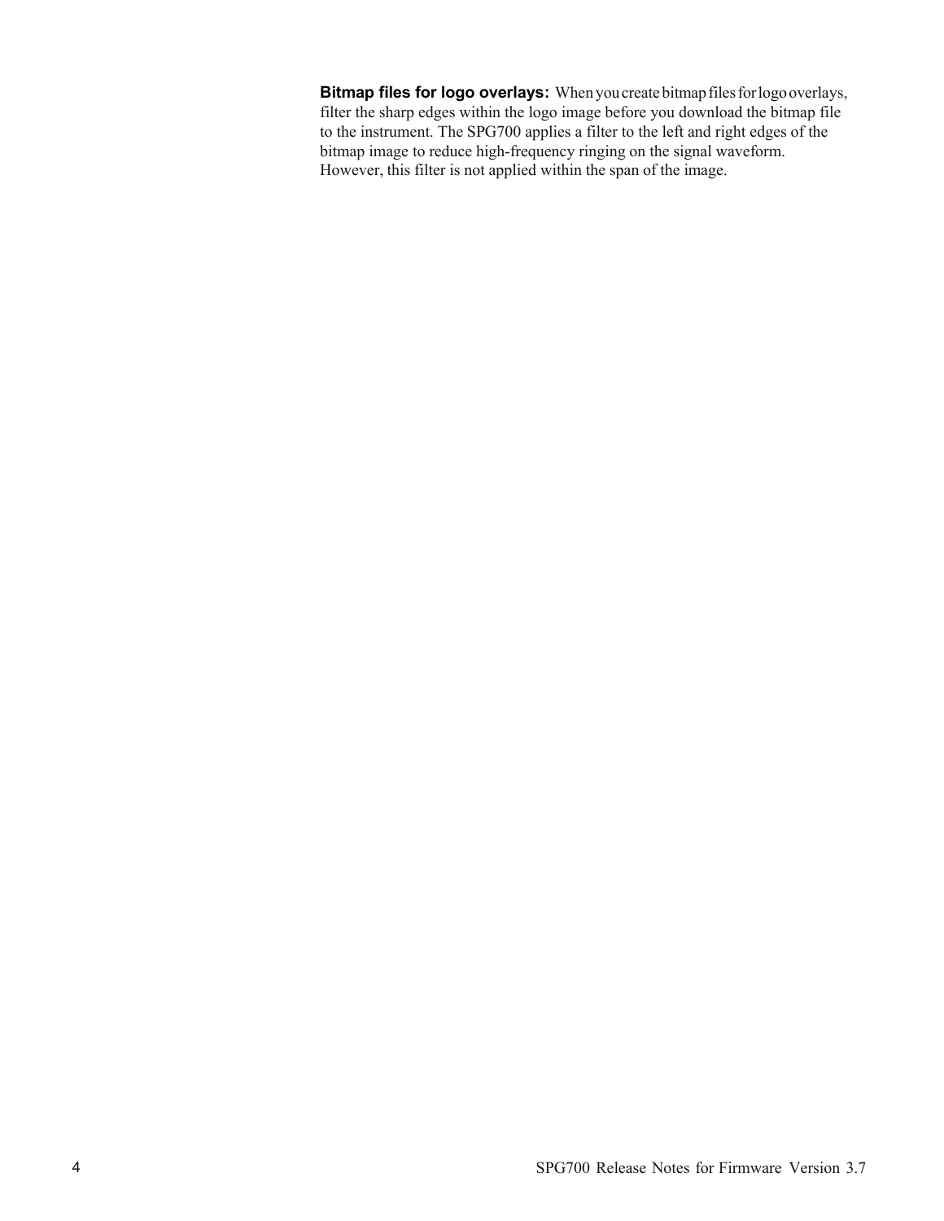**Bitmap files for logo overlays:** When you create bitmap files for logo overlays, filter the sharp edges within the logo image before you download the bitmap file to the instrument. The SPG700 applies a filter to the left and right edges of the bitmap image to reduce high-frequency ringing on the signal waveform. However, this filter is not applied within the span of the image.